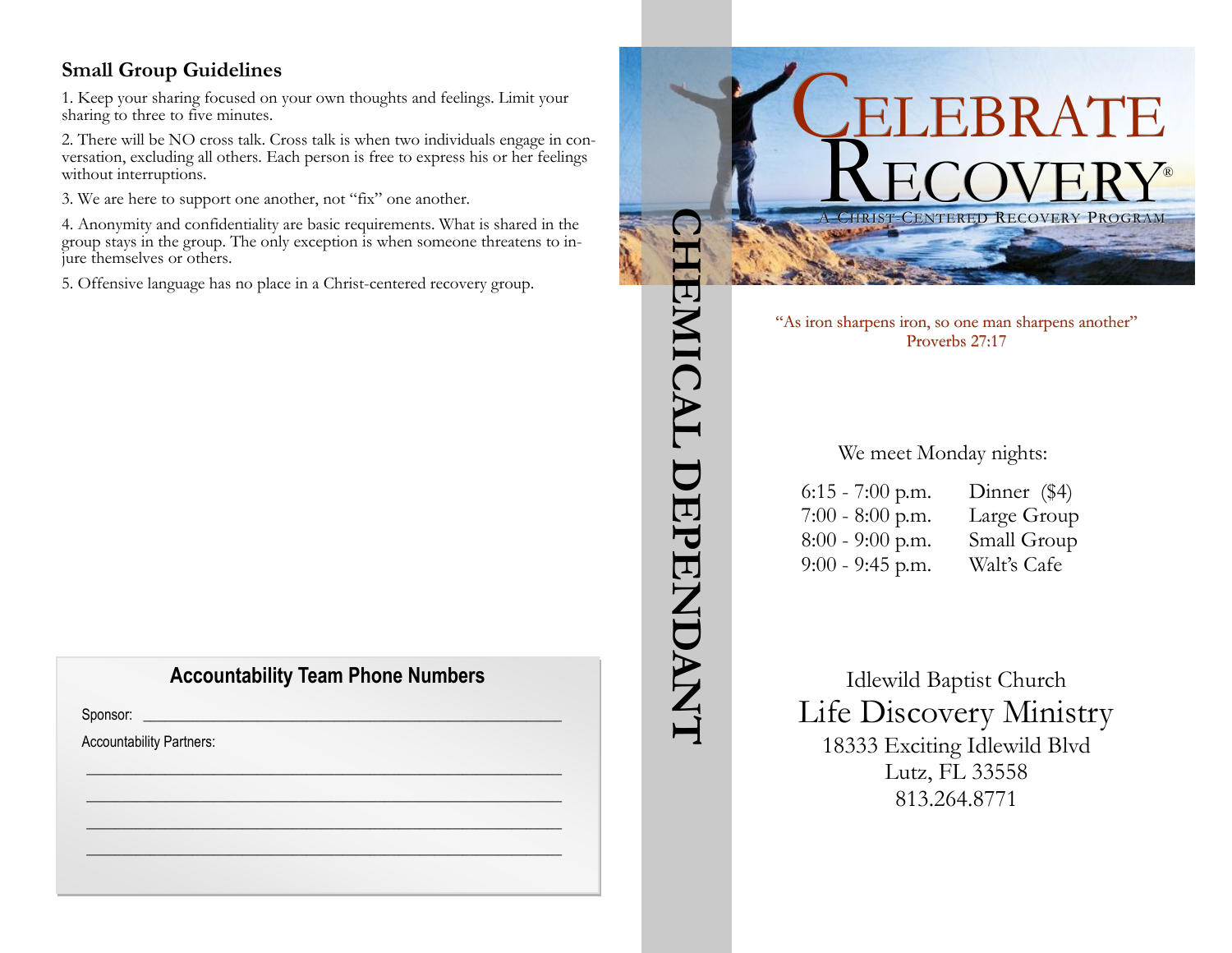## Small Group Guidelines

1. Keep your sharing focused on your own thoughts and feelings. Limit your sharing to three to five minutes.

2. There will be NO cross talk. Cross talk is when two individuals engage in conversation, excluding all others. Each person is free to express his or her feelings without interruptions.

3. We are here to support one another, not "fix" one another.

4. Anonymity and confidentiality are basic requirements. What is shared in the group stays in the group. The only exception is when someone threatens to injure themselves or others.

5. Offensive language has no place in a Christ-centered recovery group.

### Accountability Team Phone Numbers

Sponsor: ______________________________________________

Accountability Partners:

______________________________________________

______________________________________________

______________________________________________

______________________________________________

CHEMICAL DEPENDANT

# CELEBRATE RECOVERY®

A CHRIST-CENTERED RECOVERY PROGRAM

"As iron sharpens iron, so one man sharpens another"
Proverbs 27:17

We meet Monday nights:

| | |
|---|---|
| 6:15 - 7:00 p.m. | Dinner ($4) |
| 7:00 - 8:00 p.m. | Large Group |
| 8:00 - 9:00 p.m. | Small Group |
| 9:00 - 9:45 p.m. | Walt's Cafe |

Idlewild Baptist Church

Life Discovery Ministry

18333 Exciting Idlewild Blvd
Lutz, FL 33558
813.264.8771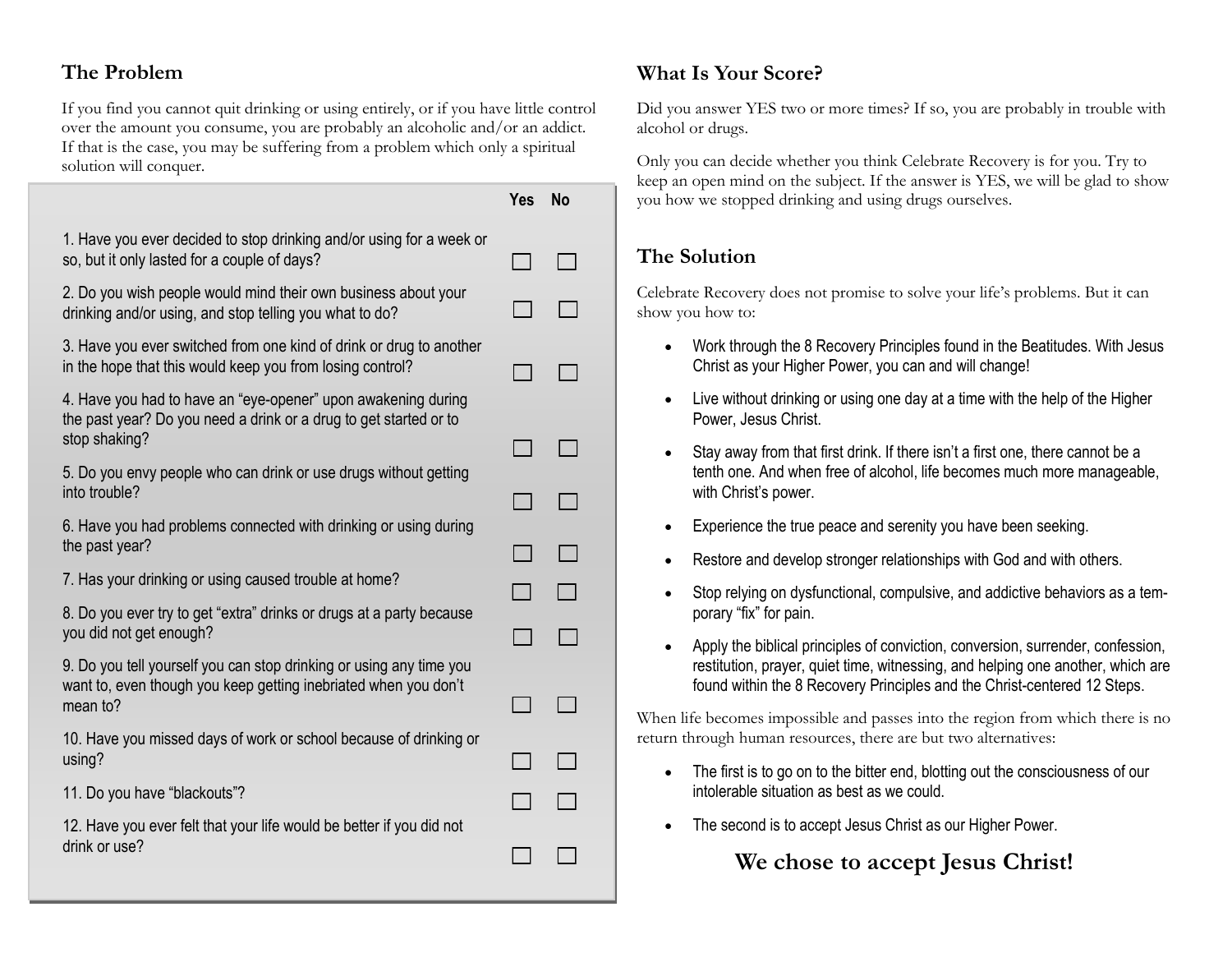## The Problem

If you find you cannot quit drinking or using entirely, or if you have little control over the amount you consume, you are probably an alcoholic and/or an addict. If that is the case, you may be suffering from a problem which only a spiritual solution will conquer.

| | Yes | No |
|---|---|---|
| 1. Have you ever decided to stop drinking and/or using for a week or so, but it only lasted for a couple of days? | ☐ | ☐ |
| 2. Do you wish people would mind their own business about your drinking and/or using, and stop telling you what to do? | ☐ | ☐ |
| 3. Have you ever switched from one kind of drink or drug to another in the hope that this would keep you from losing control? | ☐ | ☐ |
| 4. Have you had to have an "eye-opener" upon awakening during the past year? Do you need a drink or a drug to get started or to stop shaking? | ☐ | ☐ |
| 5. Do you envy people who can drink or use drugs without getting into trouble? | ☐ | ☐ |
| 6. Have you had problems connected with drinking or using during the past year? | ☐ | ☐ |
| 7. Has your drinking or using caused trouble at home? | ☐ | ☐ |
| 8. Do you ever try to get "extra" drinks or drugs at a party because you did not get enough? | ☐ | ☐ |
| 9. Do you tell yourself you can stop drinking or using any time you want to, even though you keep getting inebriated when you don't mean to? | ☐ | ☐ |
| 10. Have you missed days of work or school because of drinking or using? | ☐ | ☐ |
| 11. Do you have "blackouts"? | ☐ | ☐ |
| 12. Have you ever felt that your life would be better if you did not drink or use? | ☐ | ☐ |

## What Is Your Score?

Did you answer YES two or more times? If so, you are probably in trouble with alcohol or drugs.

Only you can decide whether you think Celebrate Recovery is for you. Try to keep an open mind on the subject. If the answer is YES, we will be glad to show you how we stopped drinking and using drugs ourselves.

## The Solution

Celebrate Recovery does not promise to solve your life's problems. But it can show you how to:

- Work through the 8 Recovery Principles found in the Beatitudes. With Jesus Christ as your Higher Power, you can and will change!
- Live without drinking or using one day at a time with the help of the Higher Power, Jesus Christ.
- Stay away from that first drink. If there isn't a first one, there cannot be a tenth one. And when free of alcohol, life becomes much more manageable, with Christ's power.
- Experience the true peace and serenity you have been seeking.
- Restore and develop stronger relationships with God and with others.
- Stop relying on dysfunctional, compulsive, and addictive behaviors as a temporary "fix" for pain.
- Apply the biblical principles of conviction, conversion, surrender, confession, restitution, prayer, quiet time, witnessing, and helping one another, which are found within the 8 Recovery Principles and the Christ-centered 12 Steps.

When life becomes impossible and passes into the region from which there is no return through human resources, there are but two alternatives:

- The first is to go on to the bitter end, blotting out the consciousness of our intolerable situation as best as we could.
- The second is to accept Jesus Christ as our Higher Power.

**We chose to accept Jesus Christ!**